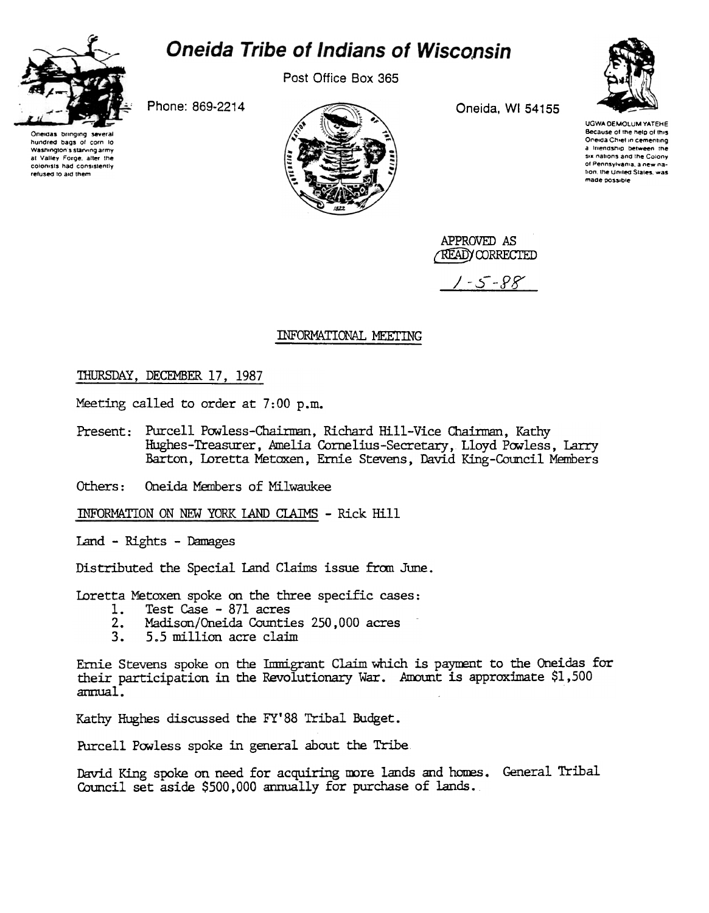# Oneida Tribe of Indians of Wisconsin

Post Office Box 365

Phone: 869-2214

Oneida, WI 54155

Oneidas bringing several hundred bags of corn to Washington's starving army at Valley Forge, after the colonists had consistently refused to aid them

UGWA DEMOLUM YATEHE
Because of the help of this Oneida Chief in cementing a friendship between the six nations and the Colony of Pennsylvania, a new nation, the United States, was made possible

APPROVED AS READ/CORRECTED

1-5-88

## INFORMATIONAL MEETING

THURSDAY, DECEMBER 17, 1987

Meeting called to order at 7:00 p.m.

Present: Purcell Powless-Chairman, Richard Hill-Vice Chairman, Kathy Hughes-Treasurer, Amelia Cornelius-Secretary, Lloyd Powless, Larry Barton, Loretta Metoxen, Ernie Stevens, David King-Council Members

Others: Oneida Members of Milwaukee

INFORMATION ON NEW YORK LAND CLAIMS - Rick Hill

Land - Rights - Damages

Distributed the Special Land Claims issue from June.

Loretta Metoxen spoke on the three specific cases:

1. Test Case - 871 acres
2. Madison/Oneida Counties 250,000 acres
3. 5.5 million acre claim

Ernie Stevens spoke on the Immigrant Claim which is payment to the Oneidas for their participation in the Revolutionary War. Amount is approximate $1,500 annual.

Kathy Hughes discussed the FY'88 Tribal Budget.

Purcell Powless spoke in general about the Tribe.

David King spoke on need for acquiring more lands and homes. General Tribal Council set aside $500,000 annually for purchase of lands.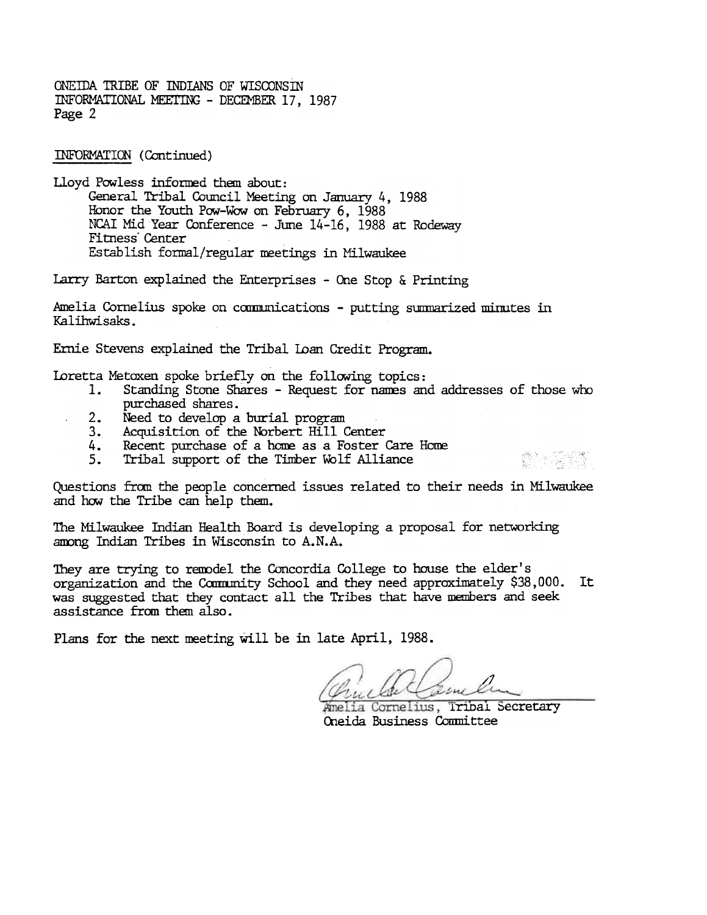ONEIDA TRIBE OF INDIANS OF WISCONSIN
INFORMATIONAL MEETING - DECEMBER 17, 1987
Page 2

INFORMATION (Continued)

Lloyd Powless informed them about:
- General Tribal Council Meeting on January 4, 1988
- Honor the Youth Pow-Wow on February 6, 1988
- NCAI Mid Year Conference - June 14-16, 1988 at Rodeway Fitness Center
- Establish formal/regular meetings in Milwaukee

Larry Barton explained the Enterprises - One Stop & Printing

Amelia Cornelius spoke on communications - putting summarized minutes in Kalihwisaks.

Ernie Stevens explained the Tribal Loan Credit Program.

Loretta Metoxen spoke briefly on the following topics:

1. Standing Stone Shares - Request for names and addresses of those who purchased shares.
2. Need to develop a burial program
3. Acquisition of the Norbert Hill Center
4. Recent purchase of a home as a Foster Care Home
5. Tribal support of the Timber Wolf Alliance

Questions from the people concerned issues related to their needs in Milwaukee and how the Tribe can help them.

The Milwaukee Indian Health Board is developing a proposal for networking among Indian Tribes in Wisconsin to A.N.A.

They are trying to remodel the Concordia College to house the elder's organization and the Community School and they need approximately $38,000. It was suggested that they contact all the Tribes that have members and seek assistance from them also.

Plans for the next meeting will be in late April, 1988.

Amelia Cornelius, Tribal Secretary
Oneida Business Committee